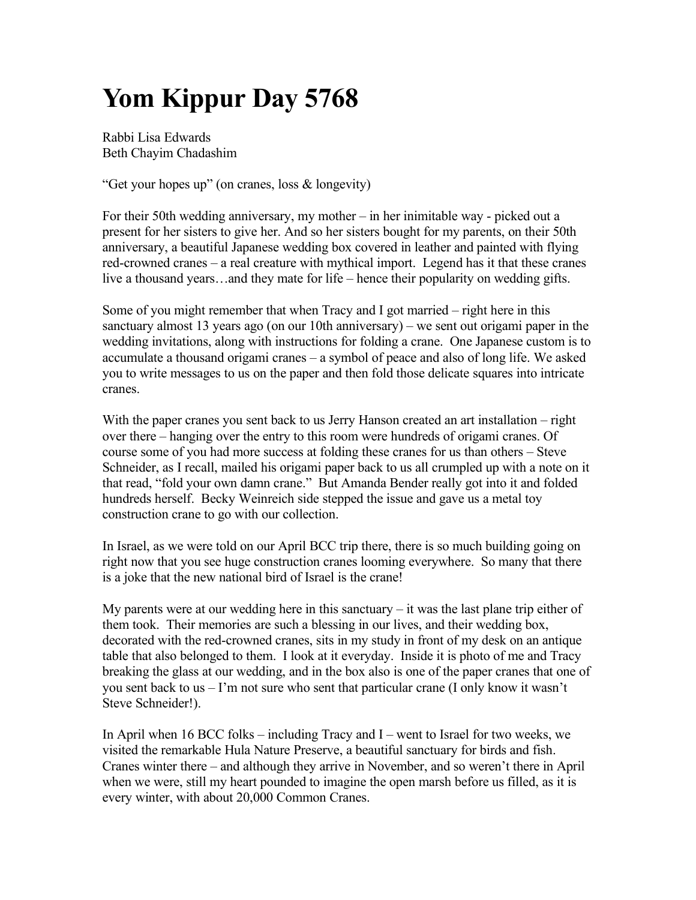# Yom Kippur Day 5768

Rabbi Lisa Edwards
Beth Chayim Chadashim

"Get your hopes up" (on cranes, loss & longevity)

For their 50th wedding anniversary, my mother – in her inimitable way - picked out a present for her sisters to give her. And so her sisters bought for my parents, on their 50th anniversary, a beautiful Japanese wedding box covered in leather and painted with flying red-crowned cranes – a real creature with mythical import. Legend has it that these cranes live a thousand years…and they mate for life – hence their popularity on wedding gifts.

Some of you might remember that when Tracy and I got married – right here in this sanctuary almost 13 years ago (on our 10th anniversary) – we sent out origami paper in the wedding invitations, along with instructions for folding a crane. One Japanese custom is to accumulate a thousand origami cranes – a symbol of peace and also of long life. We asked you to write messages to us on the paper and then fold those delicate squares into intricate cranes.

With the paper cranes you sent back to us Jerry Hanson created an art installation – right over there – hanging over the entry to this room were hundreds of origami cranes. Of course some of you had more success at folding these cranes for us than others – Steve Schneider, as I recall, mailed his origami paper back to us all crumpled up with a note on it that read, "fold your own damn crane." But Amanda Bender really got into it and folded hundreds herself. Becky Weinreich side stepped the issue and gave us a metal toy construction crane to go with our collection.

In Israel, as we were told on our April BCC trip there, there is so much building going on right now that you see huge construction cranes looming everywhere. So many that there is a joke that the new national bird of Israel is the crane!

My parents were at our wedding here in this sanctuary – it was the last plane trip either of them took. Their memories are such a blessing in our lives, and their wedding box, decorated with the red-crowned cranes, sits in my study in front of my desk on an antique table that also belonged to them. I look at it everyday. Inside it is photo of me and Tracy breaking the glass at our wedding, and in the box also is one of the paper cranes that one of you sent back to us – I'm not sure who sent that particular crane (I only know it wasn't Steve Schneider!).

In April when 16 BCC folks – including Tracy and I – went to Israel for two weeks, we visited the remarkable Hula Nature Preserve, a beautiful sanctuary for birds and fish. Cranes winter there – and although they arrive in November, and so weren't there in April when we were, still my heart pounded to imagine the open marsh before us filled, as it is every winter, with about 20,000 Common Cranes.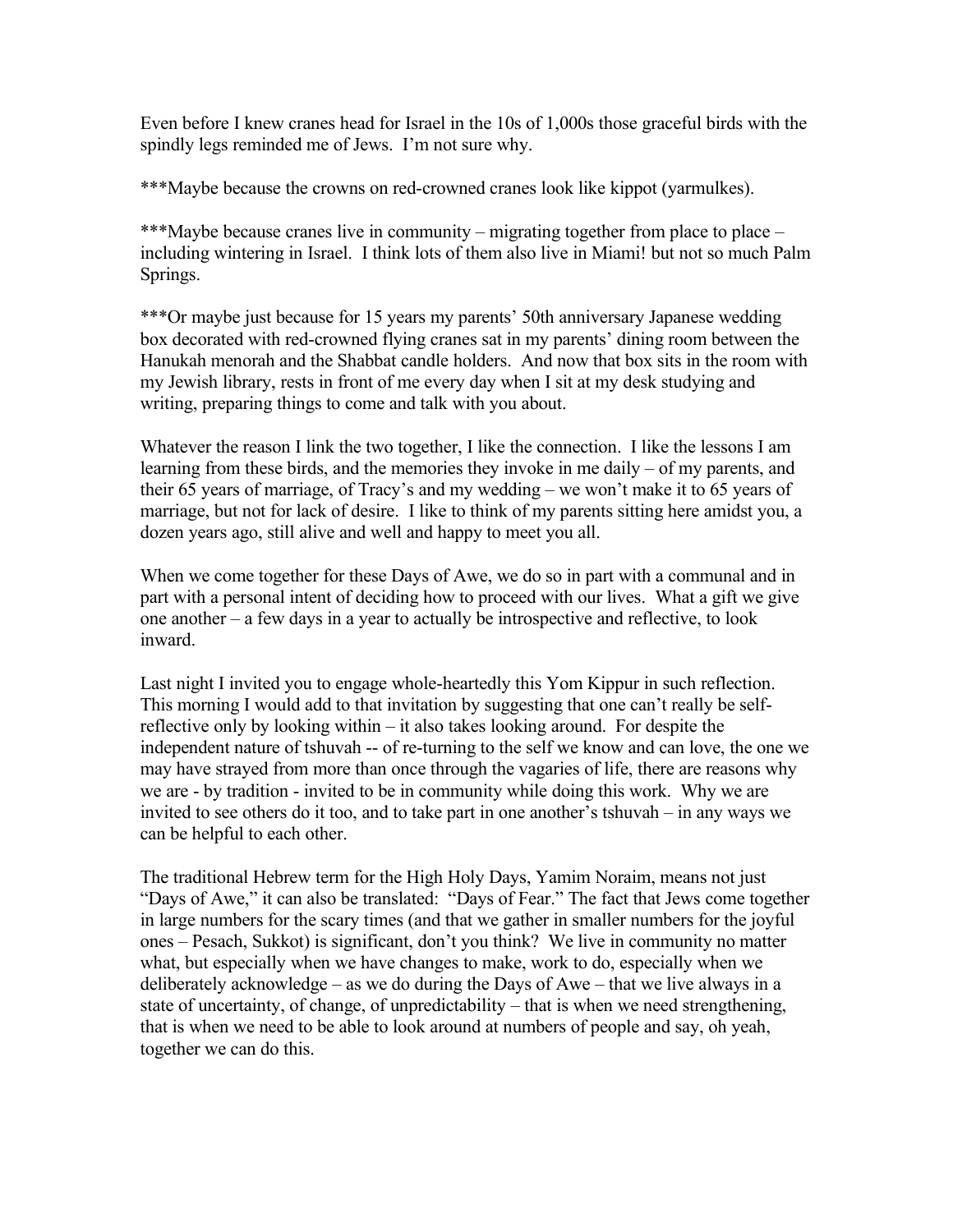Even before I knew cranes head for Israel in the 10s of 1,000s those graceful birds with the spindly legs reminded me of Jews. I'm not sure why.

***Maybe because the crowns on red-crowned cranes look like kippot (yarmulkes).

***Maybe because cranes live in community – migrating together from place to place – including wintering in Israel. I think lots of them also live in Miami! but not so much Palm Springs.

***Or maybe just because for 15 years my parents' 50th anniversary Japanese wedding box decorated with red-crowned flying cranes sat in my parents' dining room between the Hanukah menorah and the Shabbat candle holders. And now that box sits in the room with my Jewish library, rests in front of me every day when I sit at my desk studying and writing, preparing things to come and talk with you about.

Whatever the reason I link the two together, I like the connection. I like the lessons I am learning from these birds, and the memories they invoke in me daily – of my parents, and their 65 years of marriage, of Tracy's and my wedding – we won't make it to 65 years of marriage, but not for lack of desire. I like to think of my parents sitting here amidst you, a dozen years ago, still alive and well and happy to meet you all.

When we come together for these Days of Awe, we do so in part with a communal and in part with a personal intent of deciding how to proceed with our lives. What a gift we give one another – a few days in a year to actually be introspective and reflective, to look inward.

Last night I invited you to engage whole-heartedly this Yom Kippur in such reflection. This morning I would add to that invitation by suggesting that one can't really be self-reflective only by looking within – it also takes looking around. For despite the independent nature of tshuvah -- of re-turning to the self we know and can love, the one we may have strayed from more than once through the vagaries of life, there are reasons why we are - by tradition - invited to be in community while doing this work. Why we are invited to see others do it too, and to take part in one another's tshuvah – in any ways we can be helpful to each other.

The traditional Hebrew term for the High Holy Days, Yamim Noraim, means not just "Days of Awe," it can also be translated: "Days of Fear." The fact that Jews come together in large numbers for the scary times (and that we gather in smaller numbers for the joyful ones – Pesach, Sukkot) is significant, don't you think? We live in community no matter what, but especially when we have changes to make, work to do, especially when we deliberately acknowledge – as we do during the Days of Awe – that we live always in a state of uncertainty, of change, of unpredictability – that is when we need strengthening, that is when we need to be able to look around at numbers of people and say, oh yeah, together we can do this.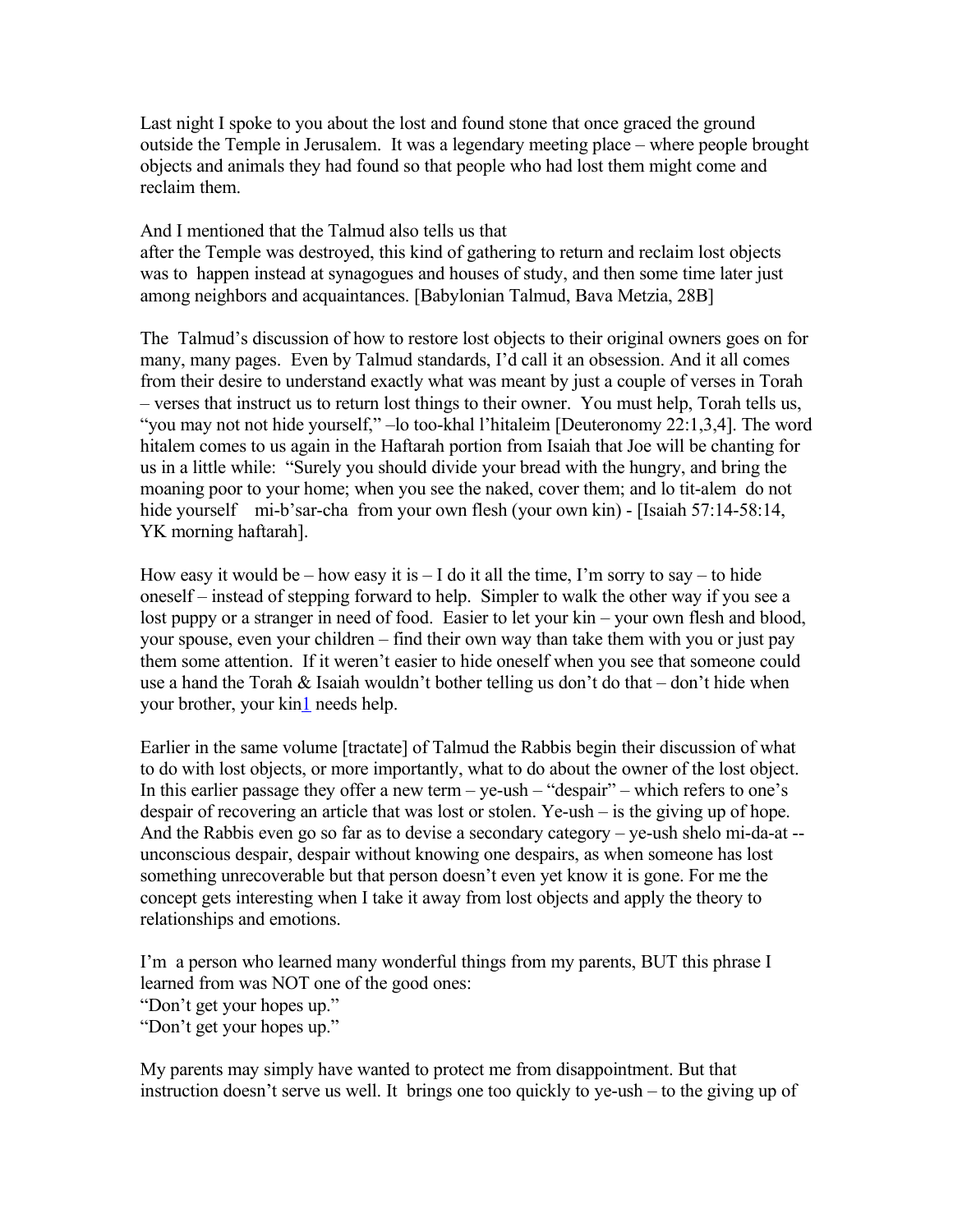Last night I spoke to you about the lost and found stone that once graced the ground outside the Temple in Jerusalem. It was a legendary meeting place – where people brought objects and animals they had found so that people who had lost them might come and reclaim them.

And I mentioned that the Talmud also tells us that after the Temple was destroyed, this kind of gathering to return and reclaim lost objects was to happen instead at synagogues and houses of study, and then some time later just among neighbors and acquaintances. [Babylonian Talmud, Bava Metzia, 28B]

The Talmud's discussion of how to restore lost objects to their original owners goes on for many, many pages. Even by Talmud standards, I'd call it an obsession. And it all comes from their desire to understand exactly what was meant by just a couple of verses in Torah – verses that instruct us to return lost things to their owner. You must help, Torah tells us, "you may not not hide yourself," –lo too-khal l'hitaleim [Deuteronomy 22:1,3,4]. The word hitalem comes to us again in the Haftarah portion from Isaiah that Joe will be chanting for us in a little while: "Surely you should divide your bread with the hungry, and bring the moaning poor to your home; when you see the naked, cover them; and lo tit-alem do not hide yourself mi-b'sar-cha from your own flesh (your own kin) - [Isaiah 57:14-58:14, YK morning haftarah].

How easy it would be – how easy it is – I do it all the time, I'm sorry to say – to hide oneself – instead of stepping forward to help. Simpler to walk the other way if you see a lost puppy or a stranger in need of food. Easier to let your kin – your own flesh and blood, your spouse, even your children – find their own way than take them with you or just pay them some attention. If it weren't easier to hide oneself when you see that someone could use a hand the Torah & Isaiah wouldn't bother telling us don't do that – don't hide when your brother, your kin[1] needs help.

Earlier in the same volume [tractate] of Talmud the Rabbis begin their discussion of what to do with lost objects, or more importantly, what to do about the owner of the lost object. In this earlier passage they offer a new term – ye-ush – "despair" – which refers to one's despair of recovering an article that was lost or stolen. Ye-ush – is the giving up of hope. And the Rabbis even go so far as to devise a secondary category – ye-ush shelo mi-da-at -- unconscious despair, despair without knowing one despairs, as when someone has lost something unrecoverable but that person doesn't even yet know it is gone. For me the concept gets interesting when I take it away from lost objects and apply the theory to relationships and emotions.

I'm a person who learned many wonderful things from my parents, BUT this phrase I learned from was NOT one of the good ones:
"Don't get your hopes up."
"Don't get your hopes up."

My parents may simply have wanted to protect me from disappointment. But that instruction doesn't serve us well. It brings one too quickly to ye-ush – to the giving up of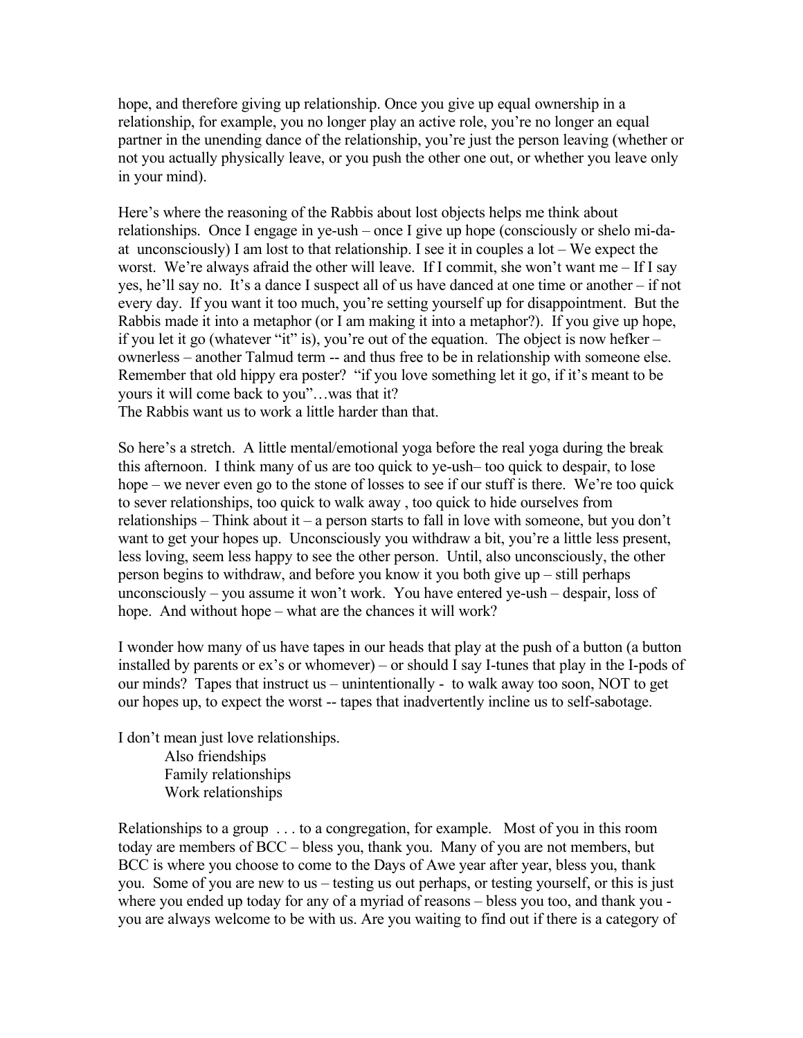hope, and therefore giving up relationship. Once you give up equal ownership in a relationship, for example, you no longer play an active role, you're no longer an equal partner in the unending dance of the relationship, you're just the person leaving (whether or not you actually physically leave, or you push the other one out, or whether you leave only in your mind).

Here's where the reasoning of the Rabbis about lost objects helps me think about relationships. Once I engage in ye-ush – once I give up hope (consciously or shelo mi-da-at unconsciously) I am lost to that relationship. I see it in couples a lot – We expect the worst. We're always afraid the other will leave. If I commit, she won't want me – If I say yes, he'll say no. It's a dance I suspect all of us have danced at one time or another – if not every day. If you want it too much, you're setting yourself up for disappointment. But the Rabbis made it into a metaphor (or I am making it into a metaphor?). If you give up hope, if you let it go (whatever "it" is), you're out of the equation. The object is now hefker – ownerless – another Talmud term -- and thus free to be in relationship with someone else. Remember that old hippy era poster? "if you love something let it go, if it's meant to be yours it will come back to you"…was that it?
The Rabbis want us to work a little harder than that.

So here's a stretch. A little mental/emotional yoga before the real yoga during the break this afternoon. I think many of us are too quick to ye-ush– too quick to despair, to lose hope – we never even go to the stone of losses to see if our stuff is there. We're too quick to sever relationships, too quick to walk away , too quick to hide ourselves from relationships – Think about it – a person starts to fall in love with someone, but you don't want to get your hopes up. Unconsciously you withdraw a bit, you're a little less present, less loving, seem less happy to see the other person. Until, also unconsciously, the other person begins to withdraw, and before you know it you both give up – still perhaps unconsciously – you assume it won't work. You have entered ye-ush – despair, loss of hope. And without hope – what are the chances it will work?

I wonder how many of us have tapes in our heads that play at the push of a button (a button installed by parents or ex's or whomever) – or should I say I-tunes that play in the I-pods of our minds? Tapes that instruct us – unintentionally - to walk away too soon, NOT to get our hopes up, to expect the worst -- tapes that inadvertently incline us to self-sabotage.

I don't mean just love relationships.

Also friendships
Family relationships
Work relationships

Relationships to a group . . . to a congregation, for example. Most of you in this room today are members of BCC – bless you, thank you. Many of you are not members, but BCC is where you choose to come to the Days of Awe year after year, bless you, thank you. Some of you are new to us – testing us out perhaps, or testing yourself, or this is just where you ended up today for any of a myriad of reasons – bless you too, and thank you - you are always welcome to be with us. Are you waiting to find out if there is a category of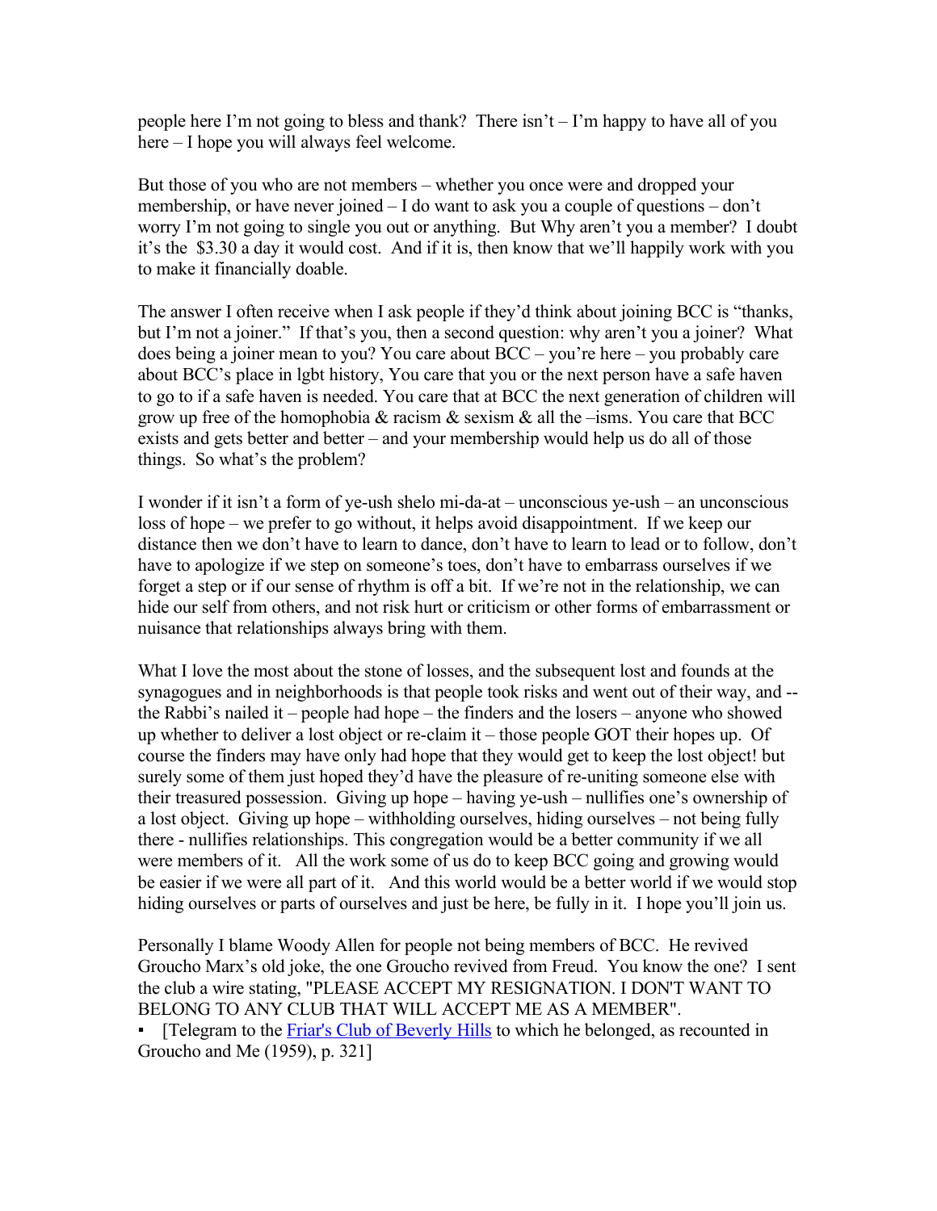people here I'm not going to bless and thank? There isn't – I'm happy to have all of you here – I hope you will always feel welcome.

But those of you who are not members – whether you once were and dropped your membership, or have never joined – I do want to ask you a couple of questions – don't worry I'm not going to single you out or anything. But Why aren't you a member? I doubt it's the $3.30 a day it would cost. And if it is, then know that we'll happily work with you to make it financially doable.

The answer I often receive when I ask people if they'd think about joining BCC is "thanks, but I'm not a joiner." If that's you, then a second question: why aren't you a joiner? What does being a joiner mean to you? You care about BCC – you're here – you probably care about BCC's place in lgbt history, You care that you or the next person have a safe haven to go to if a safe haven is needed. You care that at BCC the next generation of children will grow up free of the homophobia & racism & sexism & all the –isms. You care that BCC exists and gets better and better – and your membership would help us do all of those things. So what's the problem?

I wonder if it isn't a form of ye-ush shelo mi-da-at – unconscious ye-ush – an unconscious loss of hope – we prefer to go without, it helps avoid disappointment. If we keep our distance then we don't have to learn to dance, don't have to learn to lead or to follow, don't have to apologize if we step on someone's toes, don't have to embarrass ourselves if we forget a step or if our sense of rhythm is off a bit. If we're not in the relationship, we can hide our self from others, and not risk hurt or criticism or other forms of embarrassment or nuisance that relationships always bring with them.

What I love the most about the stone of losses, and the subsequent lost and founds at the synagogues and in neighborhoods is that people took risks and went out of their way, and -- the Rabbi's nailed it – people had hope – the finders and the losers – anyone who showed up whether to deliver a lost object or re-claim it – those people GOT their hopes up. Of course the finders may have only had hope that they would get to keep the lost object! but surely some of them just hoped they'd have the pleasure of re-uniting someone else with their treasured possession. Giving up hope – having ye-ush – nullifies one's ownership of a lost object. Giving up hope – withholding ourselves, hiding ourselves – not being fully there - nullifies relationships. This congregation would be a better community if we all were members of it. All the work some of us do to keep BCC going and growing would be easier if we were all part of it. And this world would be a better world if we would stop hiding ourselves or parts of ourselves and just be here, be fully in it. I hope you'll join us.

Personally I blame Woody Allen for people not being members of BCC. He revived Groucho Marx's old joke, the one Groucho revived from Freud. You know the one? I sent the club a wire stating, "PLEASE ACCEPT MY RESIGNATION. I DON'T WANT TO BELONG TO ANY CLUB THAT WILL ACCEPT ME AS A MEMBER".

- [Telegram to the Friar's Club of Beverly Hills to which he belonged, as recounted in Groucho and Me (1959), p. 321]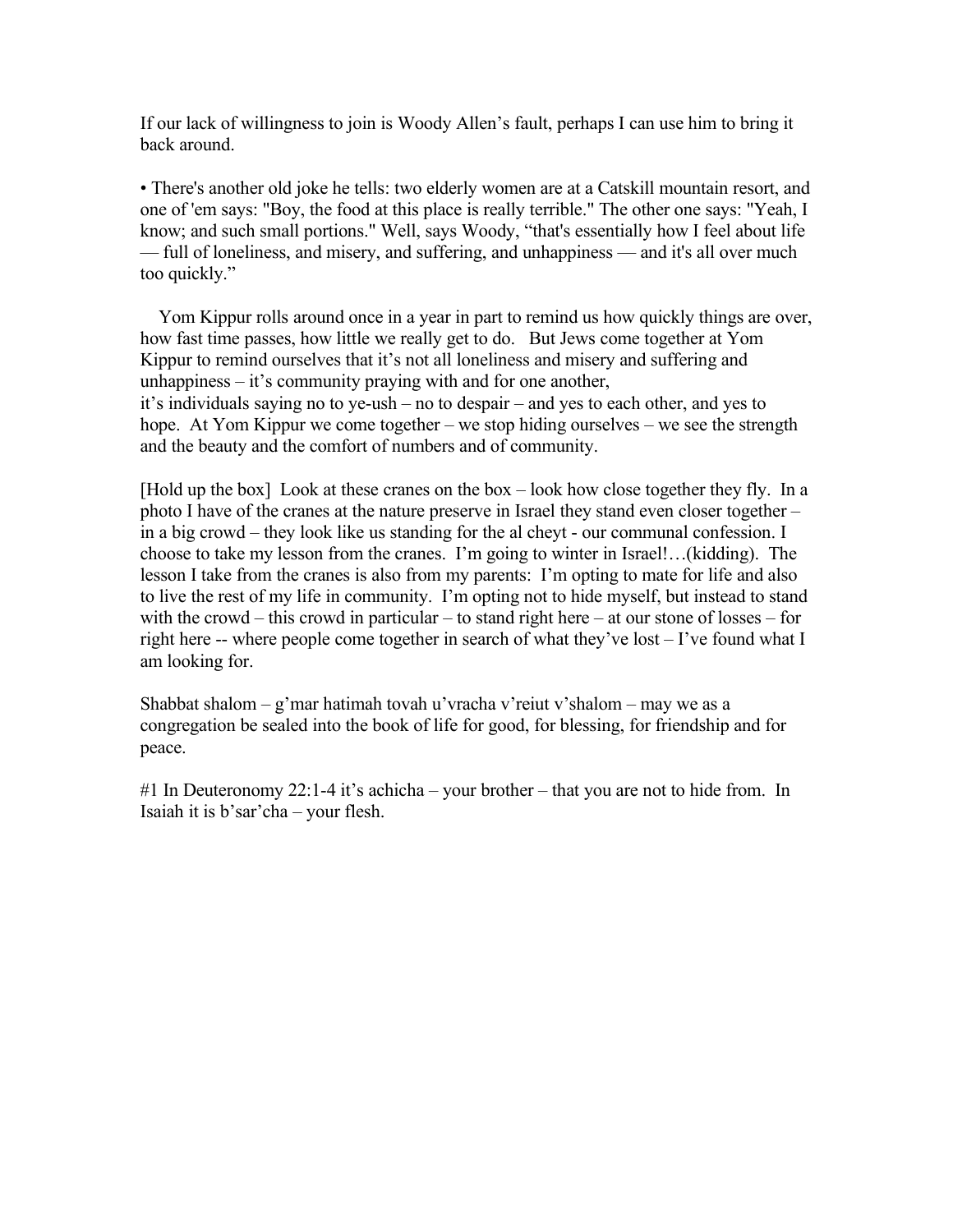If our lack of willingness to join is Woody Allen's fault, perhaps I can use him to bring it back around.

• There's another old joke he tells: two elderly women are at a Catskill mountain resort, and one of 'em says: "Boy, the food at this place is really terrible." The other one says: "Yeah, I know; and such small portions." Well, says Woody, "that's essentially how I feel about life — full of loneliness, and misery, and suffering, and unhappiness — and it's all over much too quickly."

Yom Kippur rolls around once in a year in part to remind us how quickly things are over, how fast time passes, how little we really get to do. But Jews come together at Yom Kippur to remind ourselves that it's not all loneliness and misery and suffering and unhappiness – it's community praying with and for one another,
it's individuals saying no to ye-ush – no to despair – and yes to each other, and yes to hope. At Yom Kippur we come together – we stop hiding ourselves – we see the strength and the beauty and the comfort of numbers and of community.

[Hold up the box] Look at these cranes on the box – look how close together they fly. In a photo I have of the cranes at the nature preserve in Israel they stand even closer together – in a big crowd – they look like us standing for the al cheyt - our communal confession. I choose to take my lesson from the cranes. I'm going to winter in Israel!…(kidding). The lesson I take from the cranes is also from my parents: I'm opting to mate for life and also to live the rest of my life in community. I'm opting not to hide myself, but instead to stand with the crowd – this crowd in particular – to stand right here – at our stone of losses – for right here -- where people come together in search of what they've lost – I've found what I am looking for.

Shabbat shalom – g'mar hatimah tovah u'vracha v'reiut v'shalom – may we as a congregation be sealed into the book of life for good, for blessing, for friendship and for peace.

#1 In Deuteronomy 22:1-4 it's achicha – your brother – that you are not to hide from. In Isaiah it is b'sar'cha – your flesh.